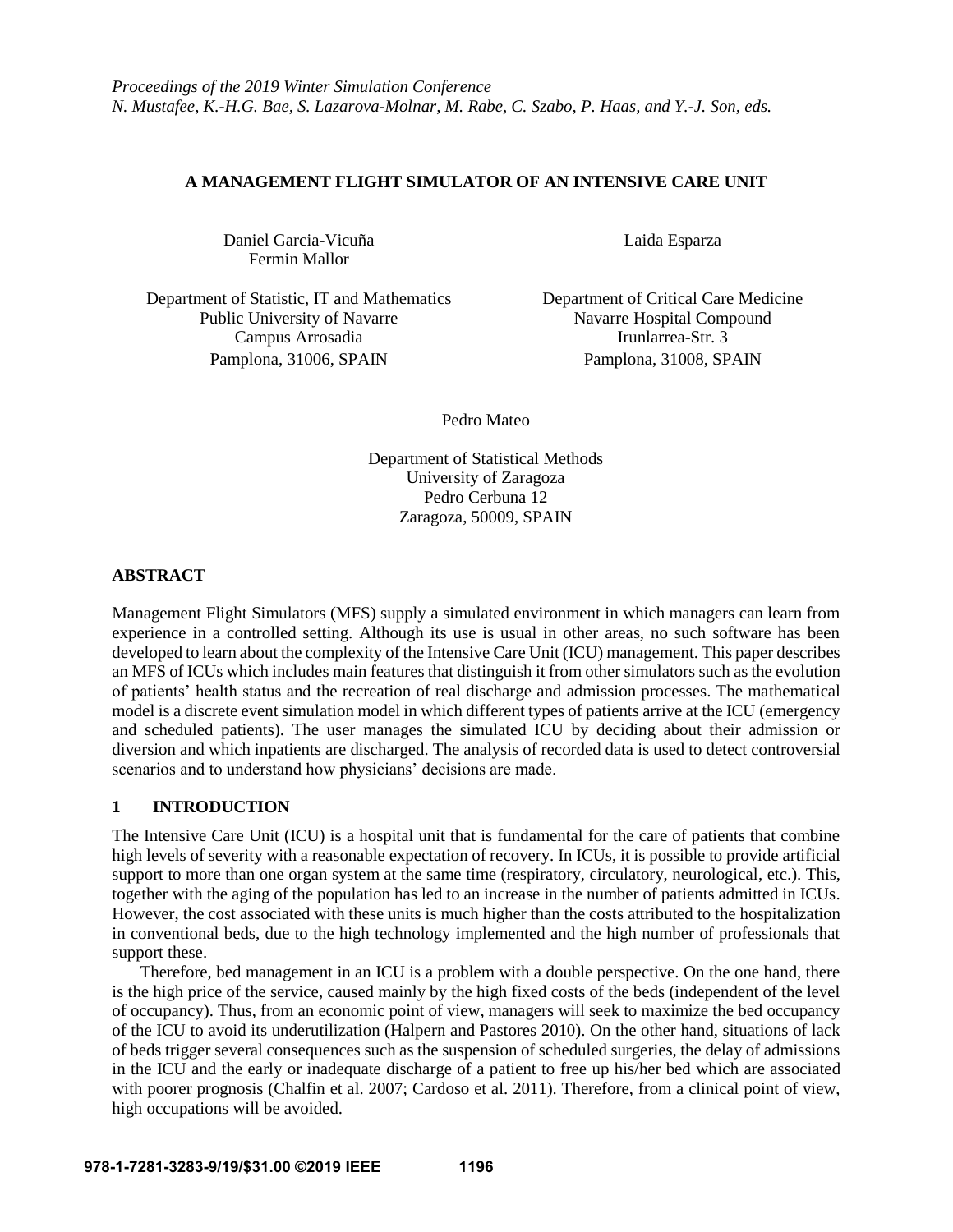*Proceedings of the 2019 Winter Simulation Conference*
*N. Mustafee, K.-H.G. Bae, S. Lazarova-Molnar, M. Rabe, C. Szabo, P. Haas, and Y.-J. Son, eds.*

# A MANAGEMENT FLIGHT SIMULATOR OF AN INTENSIVE CARE UNIT

Daniel Garcia-Vicuña
Fermin Mallor

Department of Statistic, IT and Mathematics
Public University of Navarre
Campus Arrosadia
Pamplona, 31006, SPAIN

Laida Esparza

Department of Critical Care Medicine
Navarre Hospital Compound
Irunlarrea-Str. 3
Pamplona, 31008, SPAIN

Pedro Mateo

Department of Statistical Methods
University of Zaragoza
Pedro Cerbuna 12
Zaragoza, 50009, SPAIN

## ABSTRACT

Management Flight Simulators (MFS) supply a simulated environment in which managers can learn from experience in a controlled setting. Although its use is usual in other areas, no such software has been developed to learn about the complexity of the Intensive Care Unit (ICU) management. This paper describes an MFS of ICUs which includes main features that distinguish it from other simulators such as the evolution of patients' health status and the recreation of real discharge and admission processes. The mathematical model is a discrete event simulation model in which different types of patients arrive at the ICU (emergency and scheduled patients). The user manages the simulated ICU by deciding about their admission or diversion and which inpatients are discharged. The analysis of recorded data is used to detect controversial scenarios and to understand how physicians' decisions are made.

## 1 INTRODUCTION

The Intensive Care Unit (ICU) is a hospital unit that is fundamental for the care of patients that combine high levels of severity with a reasonable expectation of recovery. In ICUs, it is possible to provide artificial support to more than one organ system at the same time (respiratory, circulatory, neurological, etc.). This, together with the aging of the population has led to an increase in the number of patients admitted in ICUs. However, the cost associated with these units is much higher than the costs attributed to the hospitalization in conventional beds, due to the high technology implemented and the high number of professionals that support these.

Therefore, bed management in an ICU is a problem with a double perspective. On the one hand, there is the high price of the service, caused mainly by the high fixed costs of the beds (independent of the level of occupancy). Thus, from an economic point of view, managers will seek to maximize the bed occupancy of the ICU to avoid its underutilization (Halpern and Pastores 2010). On the other hand, situations of lack of beds trigger several consequences such as the suspension of scheduled surgeries, the delay of admissions in the ICU and the early or inadequate discharge of a patient to free up his/her bed which are associated with poorer prognosis (Chalfin et al. 2007; Cardoso et al. 2011). Therefore, from a clinical point of view, high occupations will be avoided.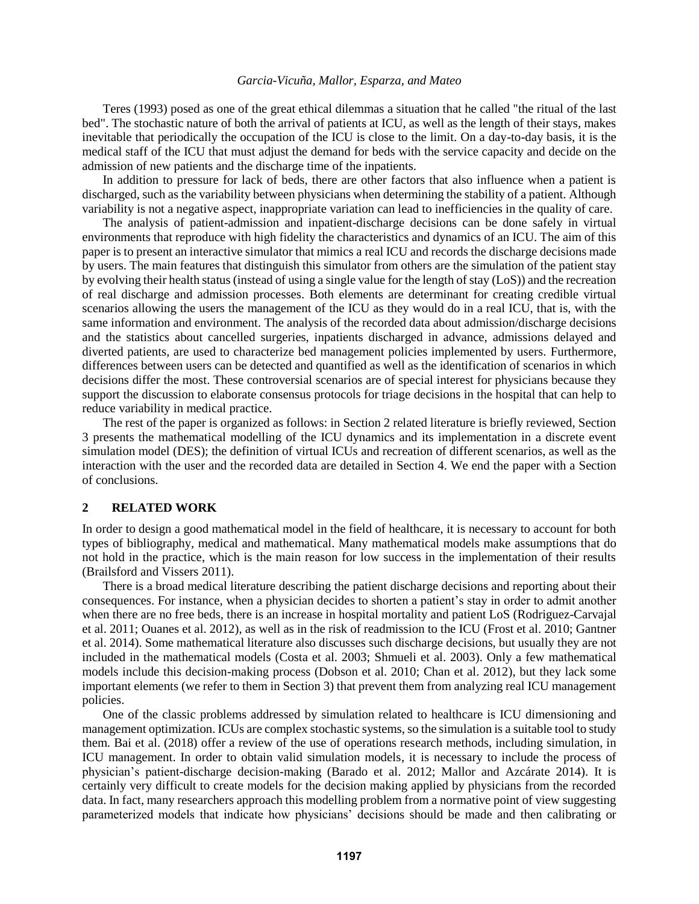Teres (1993) posed as one of the great ethical dilemmas a situation that he called "the ritual of the last bed". The stochastic nature of both the arrival of patients at ICU, as well as the length of their stays, makes inevitable that periodically the occupation of the ICU is close to the limit. On a day-to-day basis, it is the medical staff of the ICU that must adjust the demand for beds with the service capacity and decide on the admission of new patients and the discharge time of the inpatients.

In addition to pressure for lack of beds, there are other factors that also influence when a patient is discharged, such as the variability between physicians when determining the stability of a patient. Although variability is not a negative aspect, inappropriate variation can lead to inefficiencies in the quality of care.

The analysis of patient-admission and inpatient-discharge decisions can be done safely in virtual environments that reproduce with high fidelity the characteristics and dynamics of an ICU. The aim of this paper is to present an interactive simulator that mimics a real ICU and records the discharge decisions made by users. The main features that distinguish this simulator from others are the simulation of the patient stay by evolving their health status (instead of using a single value for the length of stay (LoS)) and the recreation of real discharge and admission processes. Both elements are determinant for creating credible virtual scenarios allowing the users the management of the ICU as they would do in a real ICU, that is, with the same information and environment. The analysis of the recorded data about admission/discharge decisions and the statistics about cancelled surgeries, inpatients discharged in advance, admissions delayed and diverted patients, are used to characterize bed management policies implemented by users. Furthermore, differences between users can be detected and quantified as well as the identification of scenarios in which decisions differ the most. These controversial scenarios are of special interest for physicians because they support the discussion to elaborate consensus protocols for triage decisions in the hospital that can help to reduce variability in medical practice.

The rest of the paper is organized as follows: in Section 2 related literature is briefly reviewed, Section 3 presents the mathematical modelling of the ICU dynamics and its implementation in a discrete event simulation model (DES); the definition of virtual ICUs and recreation of different scenarios, as well as the interaction with the user and the recorded data are detailed in Section 4. We end the paper with a Section of conclusions.

## 2 RELATED WORK

In order to design a good mathematical model in the field of healthcare, it is necessary to account for both types of bibliography, medical and mathematical. Many mathematical models make assumptions that do not hold in the practice, which is the main reason for low success in the implementation of their results (Brailsford and Vissers 2011).

There is a broad medical literature describing the patient discharge decisions and reporting about their consequences. For instance, when a physician decides to shorten a patient's stay in order to admit another when there are no free beds, there is an increase in hospital mortality and patient LoS (Rodriguez-Carvajal et al. 2011; Ouanes et al. 2012), as well as in the risk of readmission to the ICU (Frost et al. 2010; Gantner et al. 2014). Some mathematical literature also discusses such discharge decisions, but usually they are not included in the mathematical models (Costa et al. 2003; Shmueli et al. 2003). Only a few mathematical models include this decision-making process (Dobson et al. 2010; Chan et al. 2012), but they lack some important elements (we refer to them in Section 3) that prevent them from analyzing real ICU management policies.

One of the classic problems addressed by simulation related to healthcare is ICU dimensioning and management optimization. ICUs are complex stochastic systems, so the simulation is a suitable tool to study them. Bai et al. (2018) offer a review of the use of operations research methods, including simulation, in ICU management. In order to obtain valid simulation models, it is necessary to include the process of physician's patient-discharge decision-making (Barado et al. 2012; Mallor and Azcárate 2014). It is certainly very difficult to create models for the decision making applied by physicians from the recorded data. In fact, many researchers approach this modelling problem from a normative point of view suggesting parameterized models that indicate how physicians' decisions should be made and then calibrating or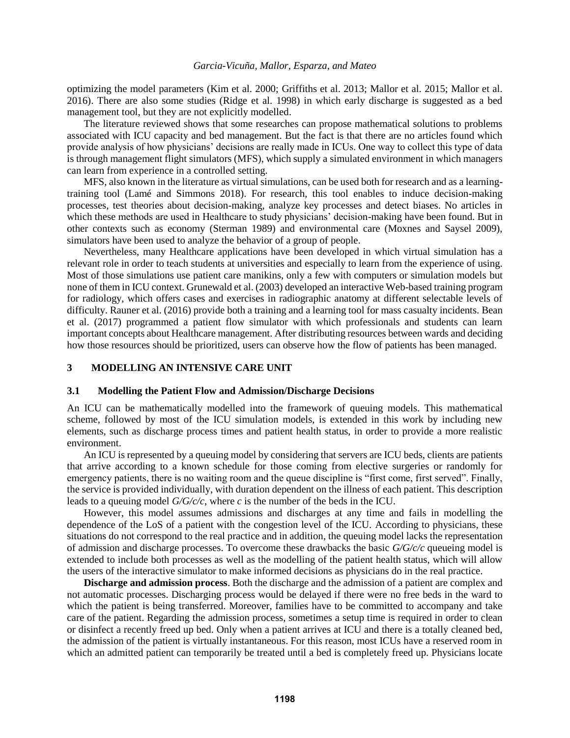optimizing the model parameters (Kim et al. 2000; Griffiths et al. 2013; Mallor et al. 2015; Mallor et al. 2016). There are also some studies (Ridge et al. 1998) in which early discharge is suggested as a bed management tool, but they are not explicitly modelled.

The literature reviewed shows that some researches can propose mathematical solutions to problems associated with ICU capacity and bed management. But the fact is that there are no articles found which provide analysis of how physicians' decisions are really made in ICUs. One way to collect this type of data is through management flight simulators (MFS), which supply a simulated environment in which managers can learn from experience in a controlled setting.

MFS, also known in the literature as virtual simulations, can be used both for research and as a learning-training tool (Lamé and Simmons 2018). For research, this tool enables to induce decision-making processes, test theories about decision-making, analyze key processes and detect biases. No articles in which these methods are used in Healthcare to study physicians' decision-making have been found. But in other contexts such as economy (Sterman 1989) and environmental care (Moxnes and Saysel 2009), simulators have been used to analyze the behavior of a group of people.

Nevertheless, many Healthcare applications have been developed in which virtual simulation has a relevant role in order to teach students at universities and especially to learn from the experience of using. Most of those simulations use patient care manikins, only a few with computers or simulation models but none of them in ICU context. Grunewald et al. (2003) developed an interactive Web-based training program for radiology, which offers cases and exercises in radiographic anatomy at different selectable levels of difficulty. Rauner et al. (2016) provide both a training and a learning tool for mass casualty incidents. Bean et al. (2017) programmed a patient flow simulator with which professionals and students can learn important concepts about Healthcare management. After distributing resources between wards and deciding how those resources should be prioritized, users can observe how the flow of patients has been managed.

## 3 MODELLING AN INTENSIVE CARE UNIT

### 3.1 Modelling the Patient Flow and Admission/Discharge Decisions

An ICU can be mathematically modelled into the framework of queuing models. This mathematical scheme, followed by most of the ICU simulation models, is extended in this work by including new elements, such as discharge process times and patient health status, in order to provide a more realistic environment.

An ICU is represented by a queuing model by considering that servers are ICU beds, clients are patients that arrive according to a known schedule for those coming from elective surgeries or randomly for emergency patients, there is no waiting room and the queue discipline is "first come, first served". Finally, the service is provided individually, with duration dependent on the illness of each patient. This description leads to a queuing model $G/G/c/c$, where $c$ is the number of the beds in the ICU.

However, this model assumes admissions and discharges at any time and fails in modelling the dependence of the LoS of a patient with the congestion level of the ICU. According to physicians, these situations do not correspond to the real practice and in addition, the queuing model lacks the representation of admission and discharge processes. To overcome these drawbacks the basic $G/G/c/c$ queueing model is extended to include both processes as well as the modelling of the patient health status, which will allow the users of the interactive simulator to make informed decisions as physicians do in the real practice.

**Discharge and admission process**. Both the discharge and the admission of a patient are complex and not automatic processes. Discharging process would be delayed if there were no free beds in the ward to which the patient is being transferred. Moreover, families have to be committed to accompany and take care of the patient. Regarding the admission process, sometimes a setup time is required in order to clean or disinfect a recently freed up bed. Only when a patient arrives at ICU and there is a totally cleaned bed, the admission of the patient is virtually instantaneous. For this reason, most ICUs have a reserved room in which an admitted patient can temporarily be treated until a bed is completely freed up. Physicians locate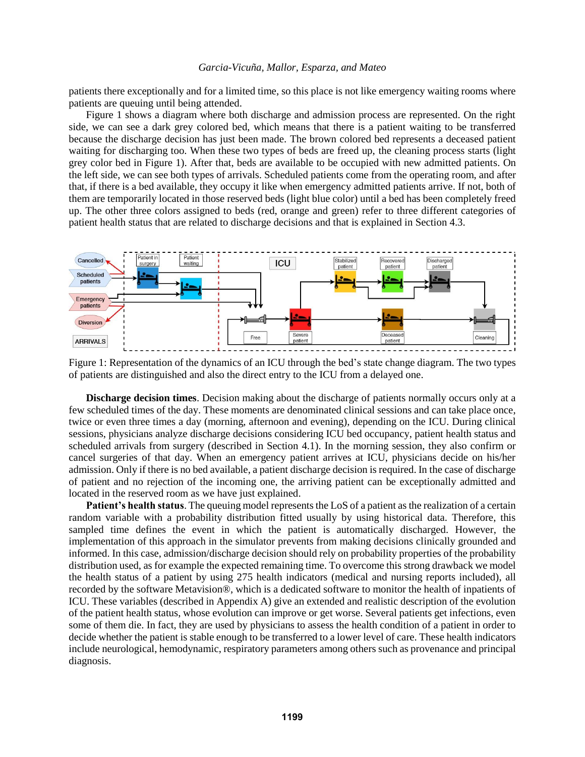patients there exceptionally and for a limited time, so this place is not like emergency waiting rooms where patients are queuing until being attended.

Figure 1 shows a diagram where both discharge and admission process are represented. On the right side, we can see a dark grey colored bed, which means that there is a patient waiting to be transferred because the discharge decision has just been made. The brown colored bed represents a deceased patient waiting for discharging too. When these two types of beds are freed up, the cleaning process starts (light grey color bed in Figure 1). After that, beds are available to be occupied with new admitted patients. On the left side, we can see both types of arrivals. Scheduled patients come from the operating room, and after that, if there is a bed available, they occupy it like when emergency admitted patients arrive. If not, both of them are temporarily located in those reserved beds (light blue color) until a bed has been completely freed up. The other three colors assigned to beds (red, orange and green) refer to three different categories of patient health status that are related to discharge decisions and that is explained in Section 4.3.

Figure 1: Representation of the dynamics of an ICU through the bed's state change diagram. The two types of patients are distinguished and also the direct entry to the ICU from a delayed one.

**Discharge decision times**. Decision making about the discharge of patients normally occurs only at a few scheduled times of the day. These moments are denominated clinical sessions and can take place once, twice or even three times a day (morning, afternoon and evening), depending on the ICU. During clinical sessions, physicians analyze discharge decisions considering ICU bed occupancy, patient health status and scheduled arrivals from surgery (described in Section 4.1). In the morning session, they also confirm or cancel surgeries of that day. When an emergency patient arrives at ICU, physicians decide on his/her admission. Only if there is no bed available, a patient discharge decision is required. In the case of discharge of patient and no rejection of the incoming one, the arriving patient can be exceptionally admitted and located in the reserved room as we have just explained.

**Patient's health status**. The queuing model represents the LoS of a patient as the realization of a certain random variable with a probability distribution fitted usually by using historical data. Therefore, this sampled time defines the event in which the patient is automatically discharged. However, the implementation of this approach in the simulator prevents from making decisions clinically grounded and informed. In this case, admission/discharge decision should rely on probability properties of the probability distribution used, as for example the expected remaining time. To overcome this strong drawback we model the health status of a patient by using 275 health indicators (medical and nursing reports included), all recorded by the software Metavision®, which is a dedicated software to monitor the health of inpatients of ICU. These variables (described in Appendix A) give an extended and realistic description of the evolution of the patient health status, whose evolution can improve or get worse. Several patients get infections, even some of them die. In fact, they are used by physicians to assess the health condition of a patient in order to decide whether the patient is stable enough to be transferred to a lower level of care. These health indicators include neurological, hemodynamic, respiratory parameters among others such as provenance and principal diagnosis.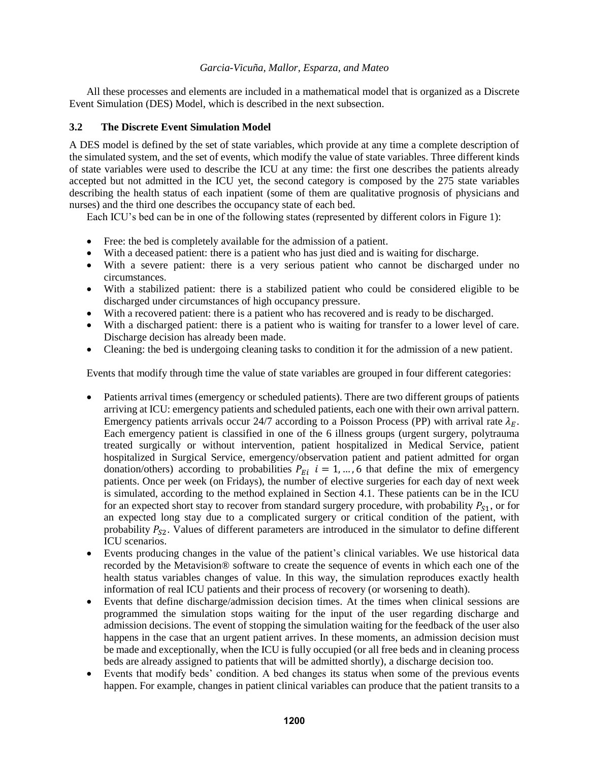All these processes and elements are included in a mathematical model that is organized as a Discrete Event Simulation (DES) Model, which is described in the next subsection.

### 3.2 The Discrete Event Simulation Model

A DES model is defined by the set of state variables, which provide at any time a complete description of the simulated system, and the set of events, which modify the value of state variables. Three different kinds of state variables were used to describe the ICU at any time: the first one describes the patients already accepted but not admitted in the ICU yet, the second category is composed by the 275 state variables describing the health status of each inpatient (some of them are qualitative prognosis of physicians and nurses) and the third one describes the occupancy state of each bed.

Each ICU's bed can be in one of the following states (represented by different colors in Figure 1):

- Free: the bed is completely available for the admission of a patient.
- With a deceased patient: there is a patient who has just died and is waiting for discharge.
- With a severe patient: there is a very serious patient who cannot be discharged under no circumstances.
- With a stabilized patient: there is a stabilized patient who could be considered eligible to be discharged under circumstances of high occupancy pressure.
- With a recovered patient: there is a patient who has recovered and is ready to be discharged.
- With a discharged patient: there is a patient who is waiting for transfer to a lower level of care. Discharge decision has already been made.
- Cleaning: the bed is undergoing cleaning tasks to condition it for the admission of a new patient.

Events that modify through time the value of state variables are grouped in four different categories:

- Patients arrival times (emergency or scheduled patients). There are two different groups of patients arriving at ICU: emergency patients and scheduled patients, each one with their own arrival pattern. Emergency patients arrivals occur 24/7 according to a Poisson Process (PP) with arrival rate $\lambda_E$. Each emergency patient is classified in one of the 6 illness groups (urgent surgery, polytrauma treated surgically or without intervention, patient hospitalized in Medical Service, patient hospitalized in Surgical Service, emergency/observation patient and patient admitted for organ donation/others) according to probabilities $P_{Ei}$ $i = 1, \dots, 6$ that define the mix of emergency patients. Once per week (on Fridays), the number of elective surgeries for each day of next week is simulated, according to the method explained in Section 4.1. These patients can be in the ICU for an expected short stay to recover from standard surgery procedure, with probability $P_{S1}$, or for an expected long stay due to a complicated surgery or critical condition of the patient, with probability $P_{S2}$. Values of different parameters are introduced in the simulator to define different ICU scenarios.
- Events producing changes in the value of the patient's clinical variables. We use historical data recorded by the Metavision® software to create the sequence of events in which each one of the health status variables changes of value. In this way, the simulation reproduces exactly health information of real ICU patients and their process of recovery (or worsening to death).
- Events that define discharge/admission decision times. At the times when clinical sessions are programmed the simulation stops waiting for the input of the user regarding discharge and admission decisions. The event of stopping the simulation waiting for the feedback of the user also happens in the case that an urgent patient arrives. In these moments, an admission decision must be made and exceptionally, when the ICU is fully occupied (or all free beds and in cleaning process beds are already assigned to patients that will be admitted shortly), a discharge decision too.
- Events that modify beds' condition. A bed changes its status when some of the previous events happen. For example, changes in patient clinical variables can produce that the patient transits to a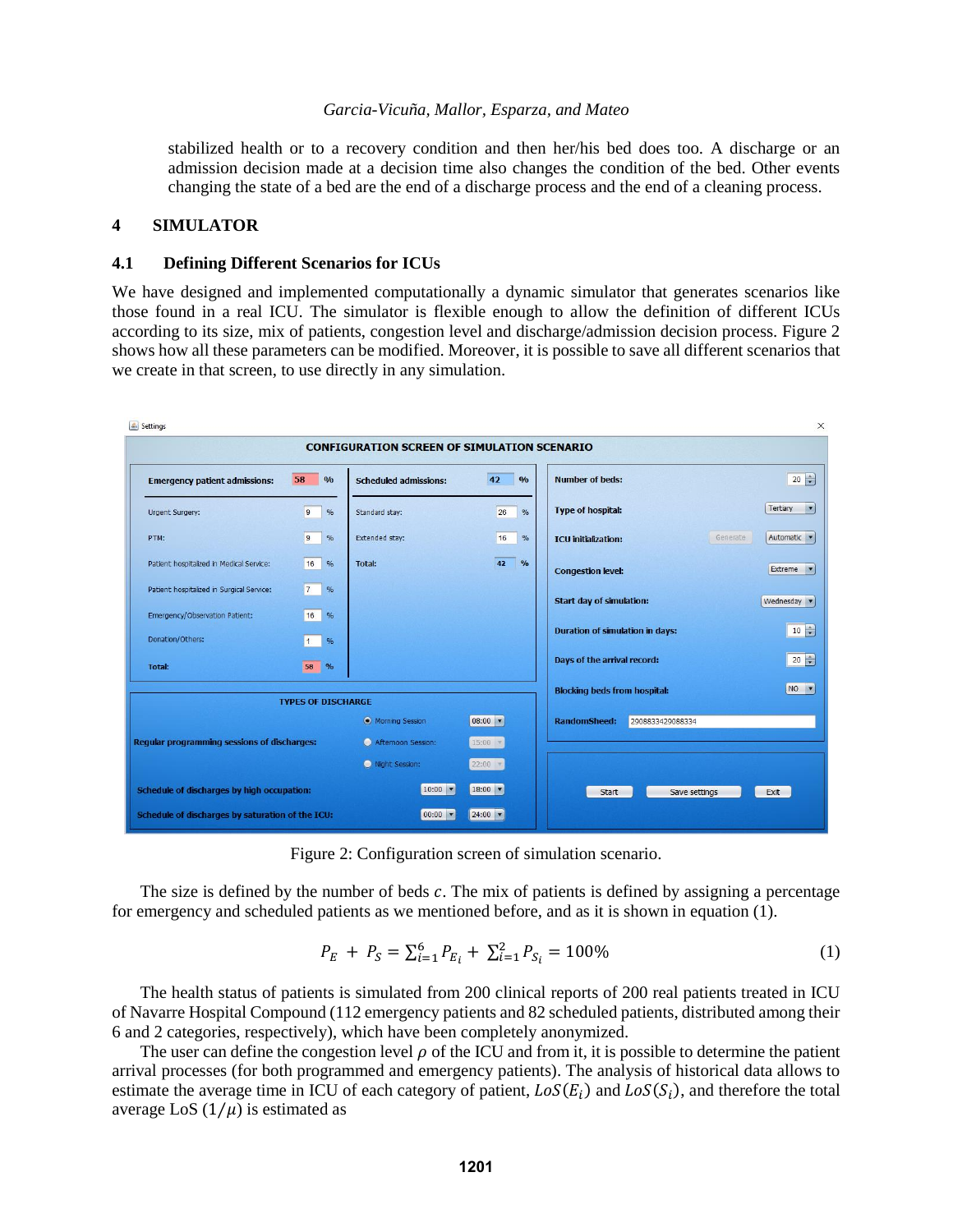stabilized health or to a recovery condition and then her/his bed does too. A discharge or an admission decision made at a decision time also changes the condition of the bed. Other events changing the state of a bed are the end of a discharge process and the end of a cleaning process.

## 4 SIMULATOR

### 4.1 Defining Different Scenarios for ICUs

We have designed and implemented computationally a dynamic simulator that generates scenarios like those found in a real ICU. The simulator is flexible enough to allow the definition of different ICUs according to its size, mix of patients, congestion level and discharge/admission decision process. Figure 2 shows how all these parameters can be modified. Moreover, it is possible to save all different scenarios that we create in that screen, to use directly in any simulation.

Figure 2: Configuration screen of simulation scenario.

The size is defined by the number of beds $c$. The mix of patients is defined by assigning a percentage for emergency and scheduled patients as we mentioned before, and as it is shown in equation (1).

$$P_E + P_S = \sum_{i=1}^{6} P_{E_i} + \sum_{i=1}^{2} P_{S_i} = 100\% \tag{1}$$

The health status of patients is simulated from 200 clinical reports of 200 real patients treated in ICU of Navarre Hospital Compound (112 emergency patients and 82 scheduled patients, distributed among their 6 and 2 categories, respectively), which have been completely anonymized.

The user can define the congestion level $\rho$ of the ICU and from it, it is possible to determine the patient arrival processes (for both programmed and emergency patients). The analysis of historical data allows to estimate the average time in ICU of each category of patient, $LoS(E_i)$ and $LoS(S_i)$, and therefore the total average LoS $(1/\mu)$ is estimated as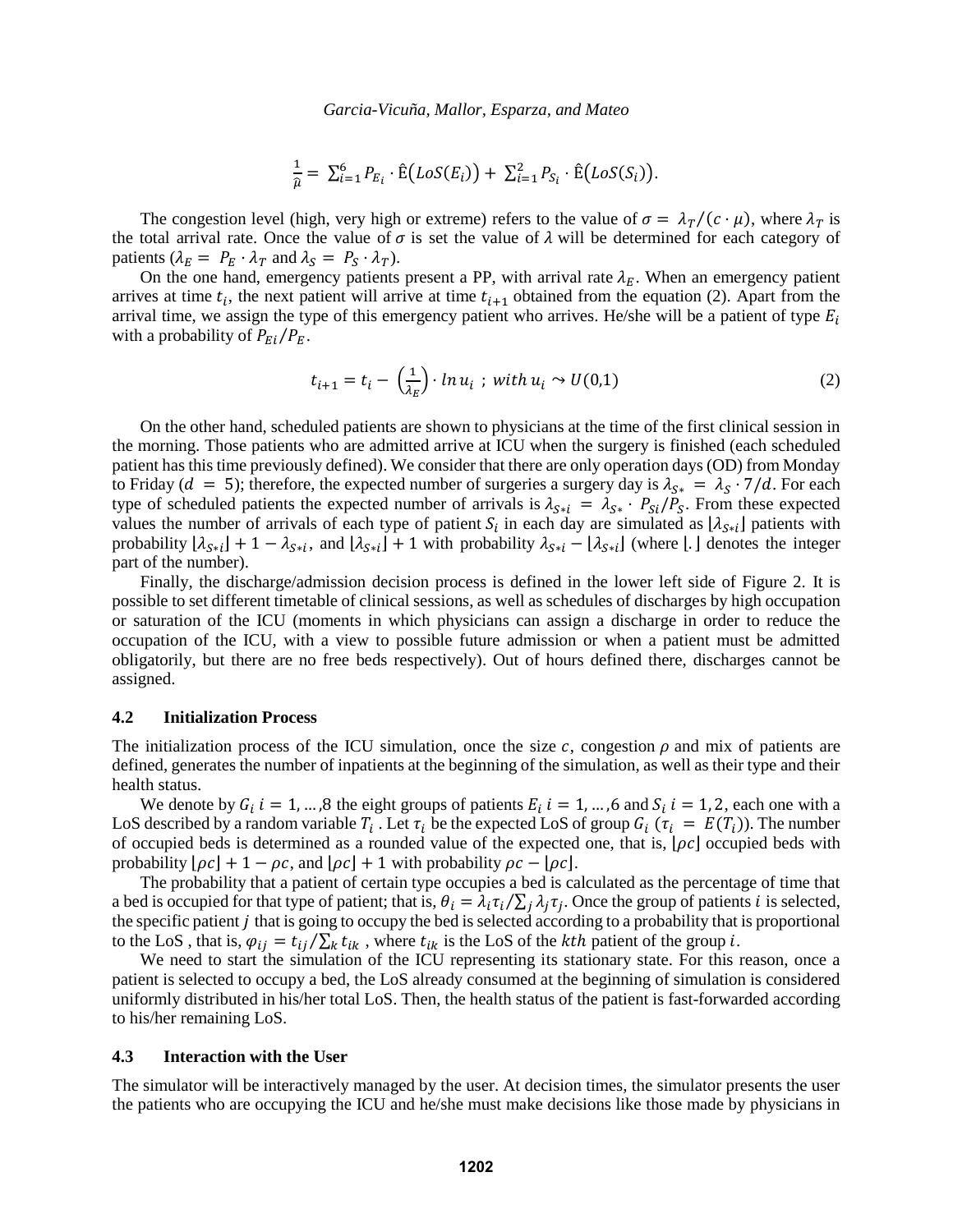$$\frac{1}{\hat{\mu}} = \sum_{i=1}^{6} P_{E_i} \cdot \hat{\mathrm{E}}\big(LoS(E_i)\big) + \sum_{i=1}^{2} P_{S_i} \cdot \hat{\mathrm{E}}\big(LoS(S_i)\big).$$

The congestion level (high, very high or extreme) refers to the value of $\sigma = \lambda_T/(c \cdot \mu)$, where $\lambda_T$ is the total arrival rate. Once the value of $\sigma$ is set the value of $\lambda$ will be determined for each category of patients ($\lambda_E = P_E \cdot \lambda_T$ and $\lambda_S = P_S \cdot \lambda_T$).

On the one hand, emergency patients present a PP, with arrival rate $\lambda_E$. When an emergency patient arrives at time $t_i$, the next patient will arrive at time $t_{i+1}$ obtained from the equation (2). Apart from the arrival time, we assign the type of this emergency patient who arrives. He/she will be a patient of type $E_i$ with a probability of $P_{Ei}/P_E$.

$$t_{i+1} = t_i - \left(\frac{1}{\lambda_E}\right) \cdot \ln u_i \text{ ; with } u_i \rightsquigarrow U(0,1) \tag{2}$$

On the other hand, scheduled patients are shown to physicians at the time of the first clinical session in the morning. Those patients who are admitted arrive at ICU when the surgery is finished (each scheduled patient has this time previously defined). We consider that there are only operation days (OD) from Monday to Friday ($d = 5$); therefore, the expected number of surgeries a surgery day is $\lambda_{S*} = \lambda_S \cdot 7/d$. For each type of scheduled patients the expected number of arrivals is $\lambda_{S*i} = \lambda_{S*} \cdot P_{Si}/P_S$. From these expected values the number of arrivals of each type of patient $S_i$ in each day are simulated as $\lfloor \lambda_{S*i} \rfloor$ patients with probability $\lfloor \lambda_{S*i} \rfloor + 1 - \lambda_{S*i}$, and $\lfloor \lambda_{S*i} \rfloor + 1$ with probability $\lambda_{S*i} - \lfloor \lambda_{S*i} \rfloor$ (where $\lfloor . \rfloor$ denotes the integer part of the number).

Finally, the discharge/admission decision process is defined in the lower left side of Figure 2. It is possible to set different timetable of clinical sessions, as well as schedules of discharges by high occupation or saturation of the ICU (moments in which physicians can assign a discharge in order to reduce the occupation of the ICU, with a view to possible future admission or when a patient must be admitted obligatorily, but there are no free beds respectively). Out of hours defined there, discharges cannot be assigned.

### 4.2 Initialization Process

The initialization process of the ICU simulation, once the size $c$, congestion $\rho$ and mix of patients are defined, generates the number of inpatients at the beginning of the simulation, as well as their type and their health status.

We denote by $G_i$ $i = 1, \ldots, 8$ the eight groups of patients $E_i$ $i = 1, \ldots, 6$ and $S_i$ $i = 1, 2$, each one with a LoS described by a random variable $T_i$ . Let $\tau_i$ be the expected LoS of group $G_i$ ($\tau_i = E(T_i)$). The number of occupied beds is determined as a rounded value of the expected one, that is, $\lfloor \rho c \rfloor$ occupied beds with probability $\lfloor \rho c \rfloor + 1 - \rho c$, and $\lfloor \rho c \rfloor + 1$ with probability $\rho c - \lfloor \rho c \rfloor$.

The probability that a patient of certain type occupies a bed is calculated as the percentage of time that a bed is occupied for that type of patient; that is, $\theta_i = \lambda_i \tau_i / \sum_j \lambda_j \tau_j$. Once the group of patients $i$ is selected, the specific patient $j$ that is going to occupy the bed is selected according to a probability that is proportional to the LoS , that is, $\varphi_{ij} = t_{ij}/\sum_k t_{ik}$ , where $t_{ik}$ is the LoS of the $kth$ patient of the group $i$.

We need to start the simulation of the ICU representing its stationary state. For this reason, once a patient is selected to occupy a bed, the LoS already consumed at the beginning of simulation is considered uniformly distributed in his/her total LoS. Then, the health status of the patient is fast-forwarded according to his/her remaining LoS.

### 4.3 Interaction with the User

The simulator will be interactively managed by the user. At decision times, the simulator presents the user the patients who are occupying the ICU and he/she must make decisions like those made by physicians in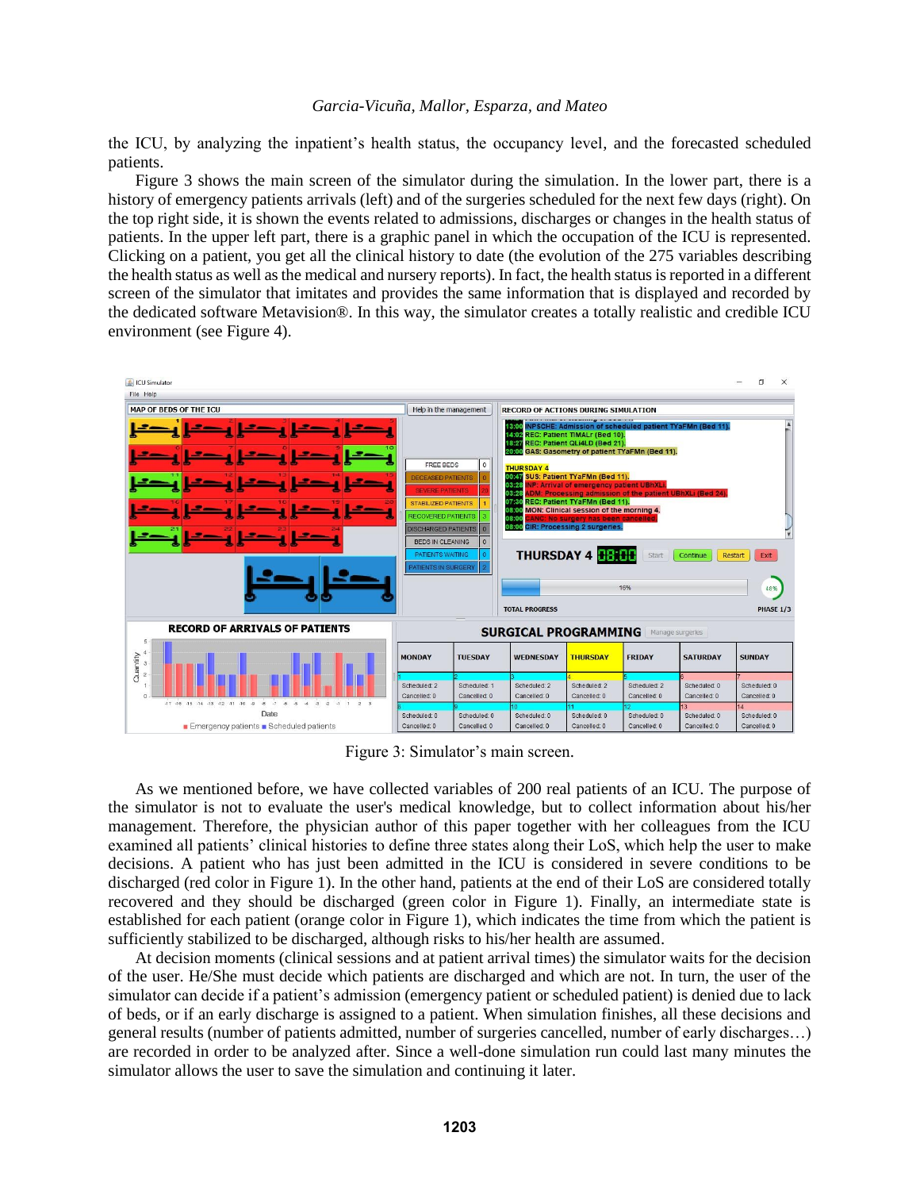the ICU, by analyzing the inpatient's health status, the occupancy level, and the forecasted scheduled patients.

Figure 3 shows the main screen of the simulator during the simulation. In the lower part, there is a history of emergency patients arrivals (left) and of the surgeries scheduled for the next few days (right). On the top right side, it is shown the events related to admissions, discharges or changes in the health status of patients. In the upper left part, there is a graphic panel in which the occupation of the ICU is represented. Clicking on a patient, you get all the clinical history to date (the evolution of the 275 variables describing the health status as well as the medical and nursery reports). In fact, the health status is reported in a different screen of the simulator that imitates and provides the same information that is displayed and recorded by the dedicated software Metavision®. In this way, the simulator creates a totally realistic and credible ICU environment (see Figure 4).

Figure 3: Simulator's main screen.

As we mentioned before, we have collected variables of 200 real patients of an ICU. The purpose of the simulator is not to evaluate the user's medical knowledge, but to collect information about his/her management. Therefore, the physician author of this paper together with her colleagues from the ICU examined all patients' clinical histories to define three states along their LoS, which help the user to make decisions. A patient who has just been admitted in the ICU is considered in severe conditions to be discharged (red color in Figure 1). In the other hand, patients at the end of their LoS are considered totally recovered and they should be discharged (green color in Figure 1). Finally, an intermediate state is established for each patient (orange color in Figure 1), which indicates the time from which the patient is sufficiently stabilized to be discharged, although risks to his/her health are assumed.

At decision moments (clinical sessions and at patient arrival times) the simulator waits for the decision of the user. He/She must decide which patients are discharged and which are not. In turn, the user of the simulator can decide if a patient's admission (emergency patient or scheduled patient) is denied due to lack of beds, or if an early discharge is assigned to a patient. When simulation finishes, all these decisions and general results (number of patients admitted, number of surgeries cancelled, number of early discharges…) are recorded in order to be analyzed after. Since a well-done simulation run could last many minutes the simulator allows the user to save the simulation and continuing it later.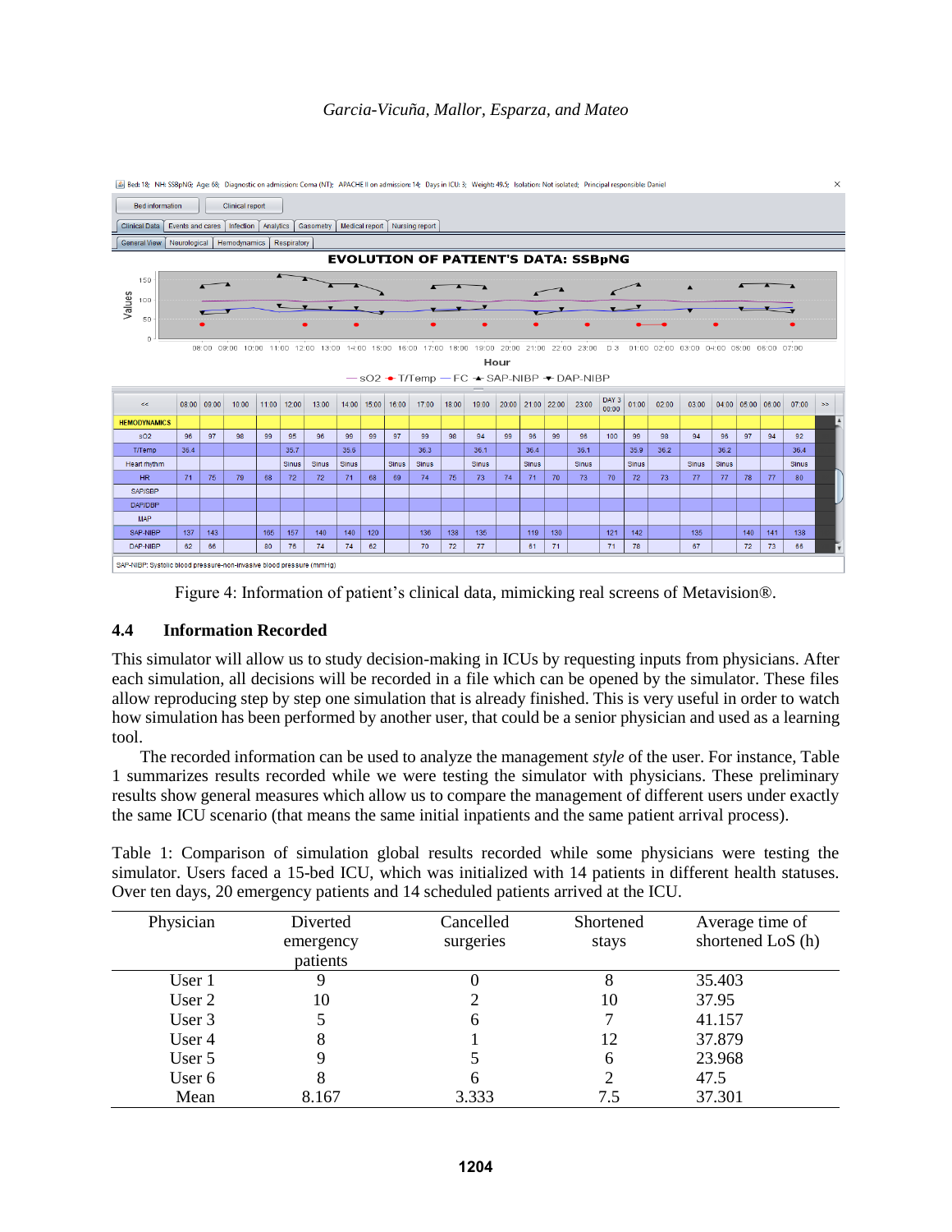Figure 4: Information of patient's clinical data, mimicking real screens of Metavision®.

### 4.4 Information Recorded

This simulator will allow us to study decision-making in ICUs by requesting inputs from physicians. After each simulation, all decisions will be recorded in a file which can be opened by the simulator. These files allow reproducing step by step one simulation that is already finished. This is very useful in order to watch how simulation has been performed by another user, that could be a senior physician and used as a learning tool.

The recorded information can be used to analyze the management *style* of the user. For instance, Table 1 summarizes results recorded while we were testing the simulator with physicians. These preliminary results show general measures which allow us to compare the management of different users under exactly the same ICU scenario (that means the same initial inpatients and the same patient arrival process).

Table 1: Comparison of simulation global results recorded while some physicians were testing the simulator. Users faced a 15-bed ICU, which was initialized with 14 patients in different health statuses. Over ten days, 20 emergency patients and 14 scheduled patients arrived at the ICU.

| Physician | Diverted emergency patients | Cancelled surgeries | Shortened stays | Average time of shortened LoS (h) |
|---|---|---|---|---|
| User 1 | 9 | 0 | 8 | 35.403 |
| User 2 | 10 | 2 | 10 | 37.95 |
| User 3 | 5 | 6 | 7 | 41.157 |
| User 4 | 8 | 1 | 12 | 37.879 |
| User 5 | 9 | 5 | 6 | 23.968 |
| User 6 | 8 | 6 | 2 | 47.5 |
| Mean | 8.167 | 3.333 | 7.5 | 37.301 |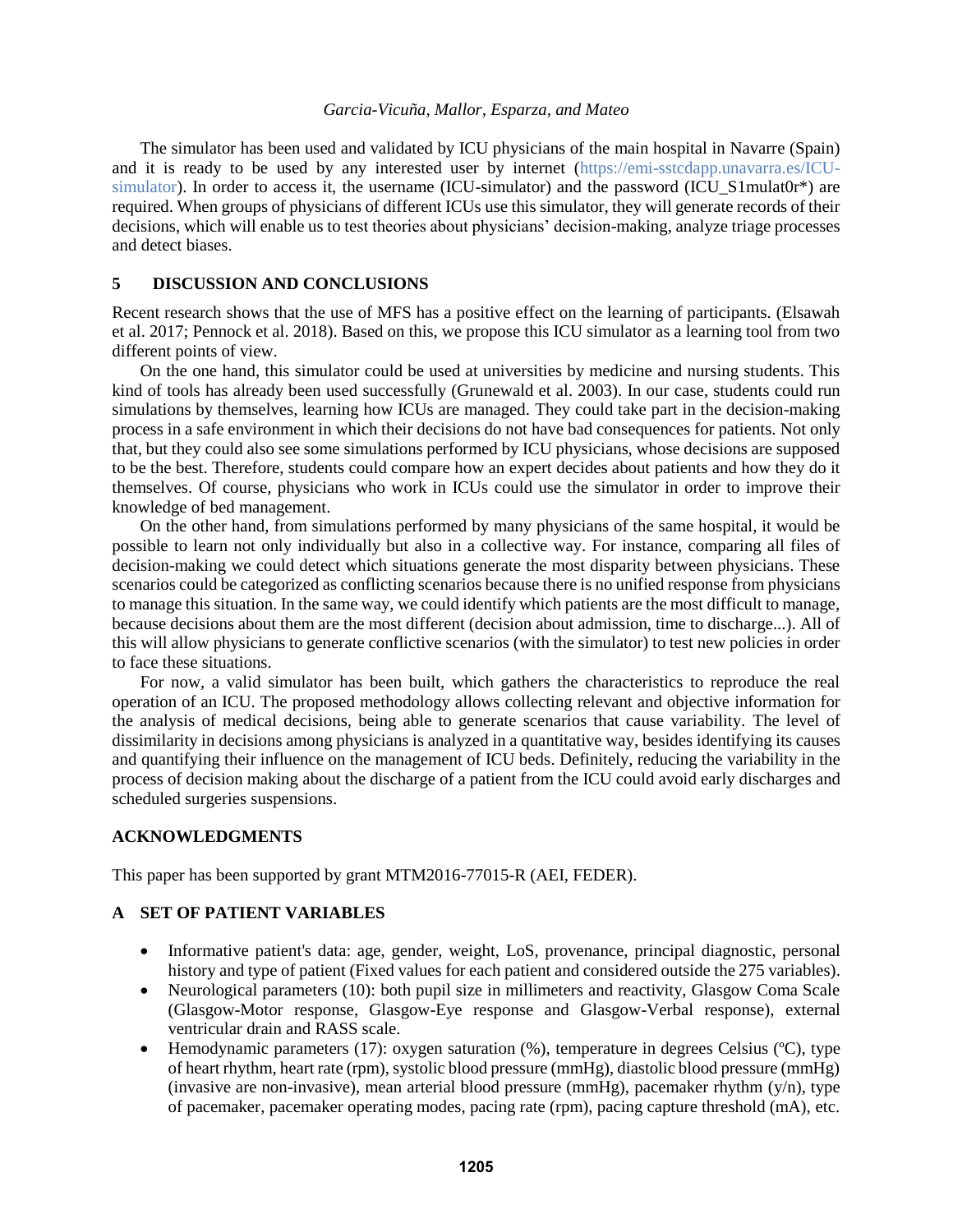The simulator has been used and validated by ICU physicians of the main hospital in Navarre (Spain) and it is ready to be used by any interested user by internet (https://emi-sstcdapp.unavarra.es/ICU-simulator). In order to access it, the username (ICU-simulator) and the password (ICU_S1mulat0r*) are required. When groups of physicians of different ICUs use this simulator, they will generate records of their decisions, which will enable us to test theories about physicians' decision-making, analyze triage processes and detect biases.

## 5 DISCUSSION AND CONCLUSIONS

Recent research shows that the use of MFS has a positive effect on the learning of participants. (Elsawah et al. 2017; Pennock et al. 2018). Based on this, we propose this ICU simulator as a learning tool from two different points of view.

On the one hand, this simulator could be used at universities by medicine and nursing students. This kind of tools has already been used successfully (Grunewald et al. 2003). In our case, students could run simulations by themselves, learning how ICUs are managed. They could take part in the decision-making process in a safe environment in which their decisions do not have bad consequences for patients. Not only that, but they could also see some simulations performed by ICU physicians, whose decisions are supposed to be the best. Therefore, students could compare how an expert decides about patients and how they do it themselves. Of course, physicians who work in ICUs could use the simulator in order to improve their knowledge of bed management.

On the other hand, from simulations performed by many physicians of the same hospital, it would be possible to learn not only individually but also in a collective way. For instance, comparing all files of decision-making we could detect which situations generate the most disparity between physicians. These scenarios could be categorized as conflicting scenarios because there is no unified response from physicians to manage this situation. In the same way, we could identify which patients are the most difficult to manage, because decisions about them are the most different (decision about admission, time to discharge...). All of this will allow physicians to generate conflictive scenarios (with the simulator) to test new policies in order to face these situations.

For now, a valid simulator has been built, which gathers the characteristics to reproduce the real operation of an ICU. The proposed methodology allows collecting relevant and objective information for the analysis of medical decisions, being able to generate scenarios that cause variability. The level of dissimilarity in decisions among physicians is analyzed in a quantitative way, besides identifying its causes and quantifying their influence on the management of ICU beds. Definitely, reducing the variability in the process of decision making about the discharge of a patient from the ICU could avoid early discharges and scheduled surgeries suspensions.

## ACKNOWLEDGMENTS

This paper has been supported by grant MTM2016-77015-R (AEI, FEDER).

## A SET OF PATIENT VARIABLES

- Informative patient's data: age, gender, weight, LoS, provenance, principal diagnostic, personal history and type of patient (Fixed values for each patient and considered outside the 275 variables).
- Neurological parameters (10): both pupil size in millimeters and reactivity, Glasgow Coma Scale (Glasgow-Motor response, Glasgow-Eye response and Glasgow-Verbal response), external ventricular drain and RASS scale.
- Hemodynamic parameters (17): oxygen saturation (%), temperature in degrees Celsius (ºC), type of heart rhythm, heart rate (rpm), systolic blood pressure (mmHg), diastolic blood pressure (mmHg) (invasive are non-invasive), mean arterial blood pressure (mmHg), pacemaker rhythm (y/n), type of pacemaker, pacemaker operating modes, pacing rate (rpm), pacing capture threshold (mA), etc.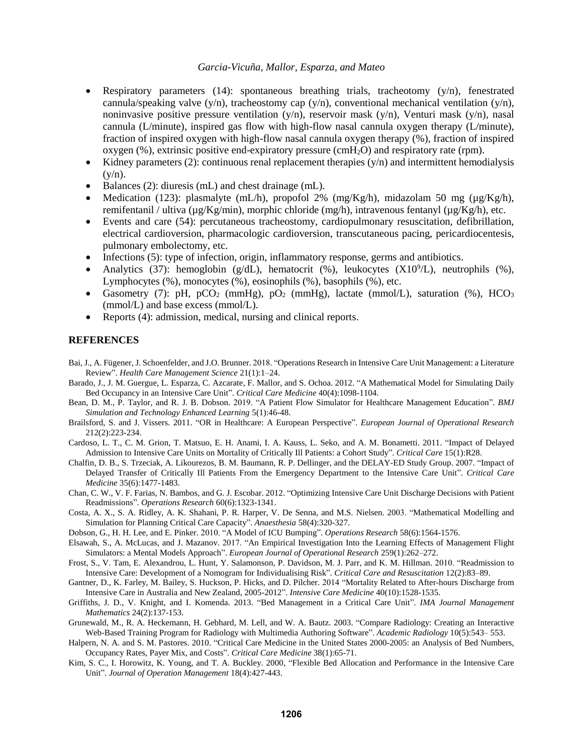- Respiratory parameters (14): spontaneous breathing trials, tracheotomy (y/n), fenestrated cannula/speaking valve (y/n), tracheostomy cap (y/n), conventional mechanical ventilation (y/n), noninvasive positive pressure ventilation (y/n), reservoir mask (y/n), Venturi mask (y/n), nasal cannula (L/minute), inspired gas flow with high-flow nasal cannula oxygen therapy (L/minute), fraction of inspired oxygen with high-flow nasal cannula oxygen therapy (%), fraction of inspired oxygen (%), extrinsic positive end-expiratory pressure (cm$H_2O$) and respiratory rate (rpm).
- Kidney parameters (2): continuous renal replacement therapies (y/n) and intermittent hemodialysis (y/n).
- Balances (2): diuresis (mL) and chest drainage (mL).
- Medication (123): plasmalyte (mL/h), propofol 2% (mg/Kg/h), midazolam 50 mg (µg/Kg/h), remifentanil / ultiva (µg/Kg/min), morphic chloride (mg/h), intravenous fentanyl (µg/Kg/h), etc.
- Events and care (54): percutaneous tracheostomy, cardiopulmonary resuscitation, defibrillation, electrical cardioversion, pharmacologic cardioversion, transcutaneous pacing, pericardiocentesis, pulmonary embolectomy, etc.
- Infections (5): type of infection, origin, inflammatory response, germs and antibiotics.
- Analytics (37): hemoglobin (g/dL), hematocrit (%), leukocytes ($X10^9$/L), neutrophils (%), Lymphocytes (%), monocytes (%), eosinophils (%), basophils (%), etc.
- Gasometry (7): pH, $pCO_2$ (mmHg), $pO_2$ (mmHg), lactate (mmol/L), saturation (%), $HCO_3$ (mmol/L) and base excess (mmol/L).
- Reports (4): admission, medical, nursing and clinical reports.

## REFERENCES

Bai, J., A. Fügener, J. Schoenfelder, and J.O. Brunner. 2018. "Operations Research in Intensive Care Unit Management: a Literature Review". *Health Care Management Science* 21(1):1–24.

Barado, J., J. M. Guergue, L. Esparza, C. Azcarate, F. Mallor, and S. Ochoa. 2012. "A Mathematical Model for Simulating Daily Bed Occupancy in an Intensive Care Unit". *Critical Care Medicine* 40(4):1098-1104.

Bean, D. M., P. Taylor, and R. J. B. Dobson. 2019. "A Patient Flow Simulator for Healthcare Management Education". *BMJ Simulation and Technology Enhanced Learning* 5(1):46-48.

Brailsford, S. and J. Vissers. 2011. "OR in Healthcare: A European Perspective". *European Journal of Operational Research* 212(2):223-234.

Cardoso, L. T., C. M. Grion, T. Matsuo, E. H. Anami, I. A. Kauss, L. Seko, and A. M. Bonametti. 2011. "Impact of Delayed Admission to Intensive Care Units on Mortality of Critically Ill Patients: a Cohort Study". *Critical Care* 15(1):R28.

Chalfin, D. B., S. Trzeciak, A. Likourezos, B. M. Baumann, R. P. Dellinger, and the DELAY-ED Study Group. 2007. "Impact of Delayed Transfer of Critically Ill Patients From the Emergency Department to the Intensive Care Unit". *Critical Care Medicine* 35(6):1477-1483.

Chan, C. W., V. F. Farias, N. Bambos, and G. J. Escobar. 2012. "Optimizing Intensive Care Unit Discharge Decisions with Patient Readmissions". *Operations Research* 60(6):1323-1341.

Costa, A. X., S. A. Ridley, A. K. Shahani, P. R. Harper, V. De Senna, and M.S. Nielsen. 2003. "Mathematical Modelling and Simulation for Planning Critical Care Capacity". *Anaesthesia* 58(4):320-327.

Dobson, G., H. H. Lee, and E. Pinker. 2010. "A Model of ICU Bumping". *Operations Research* 58(6):1564-1576.

Elsawah, S., A. McLucas, and J. Mazanov. 2017. "An Empirical Investigation Into the Learning Effects of Management Flight Simulators: a Mentals Models Approach". *European Journal of Operational Research* 259(1):262–272.

Frost, S., V. Tam, E. Alexandrou, L. Hunt, Y. Salamonson, P. Davidson, M. J. Parr, and K. M. Hillman. 2010. "Readmission to Intensive Care: Development of a Nomogram for Individualising Risk". *Critical Care and Resuscitation* 12(2):83–89.

Gantner, D., K. Farley, M. Bailey, S. Huckson, P. Hicks, and D. Pilcher. 2014 "Mortality Related to After-hours Discharge from Intensive Care in Australia and New Zealand, 2005-2012". *Intensive Care Medicine* 40(10):1528-1535.

Griffiths, J. D., V. Knight, and I. Komenda. 2013. "Bed Management in a Critical Care Unit". *IMA Journal Management Mathematics* 24(2):137-153.

Grunewald, M., R. A. Heckemann, H. Gebhard, M. Lell, and W. A. Bautz. 2003. "Compare Radiology: Creating an Interactive Web-Based Training Program for Radiology with Multimedia Authoring Software". *Academic Radiology* 10(5):543– 553.

Halpern, N. A. and S. M. Pastores. 2010. "Critical Care Medicine in the United States 2000-2005: an Analysis of Bed Numbers, Occupancy Rates, Payer Mix, and Costs". *Critical Care Medicine* 38(1):65-71.

Kim, S. C., I. Horowitz, K. Young, and T. A. Buckley. 2000, "Flexible Bed Allocation and Performance in the Intensive Care Unit". *Journal of Operation Management* 18(4):427-443.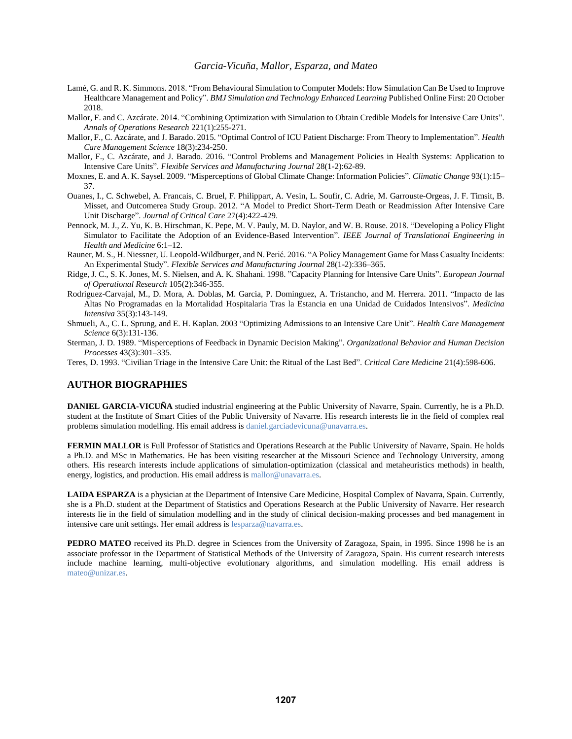Lamé, G. and R. K. Simmons. 2018. "From Behavioural Simulation to Computer Models: How Simulation Can Be Used to Improve Healthcare Management and Policy". *BMJ Simulation and Technology Enhanced Learning* Published Online First: 20 October 2018.

Mallor, F. and C. Azcárate. 2014. "Combining Optimization with Simulation to Obtain Credible Models for Intensive Care Units". *Annals of Operations Research* 221(1):255-271.

Mallor, F., C. Azcárate, and J. Barado. 2015. "Optimal Control of ICU Patient Discharge: From Theory to Implementation". *Health Care Management Science* 18(3):234-250.

Mallor, F., C. Azcárate, and J. Barado. 2016. "Control Problems and Management Policies in Health Systems: Application to Intensive Care Units". *Flexible Services and Manufacturing Journal* 28(1-2):62-89.

Moxnes, E. and A. K. Saysel. 2009. "Misperceptions of Global Climate Change: Information Policies". *Climatic Change* 93(1):15–37.

Ouanes, I., C. Schwebel, A. Francais, C. Bruel, F. Philippart, A. Vesin, L. Soufir, C. Adrie, M. Garrouste-Orgeas, J. F. Timsit, B. Misset, and Outcomerea Study Group. 2012. "A Model to Predict Short-Term Death or Readmission After Intensive Care Unit Discharge". *Journal of Critical Care* 27(4):422-429.

Pennock, M. J., Z. Yu, K. B. Hirschman, K. Pepe, M. V. Pauly, M. D. Naylor, and W. B. Rouse. 2018. "Developing a Policy Flight Simulator to Facilitate the Adoption of an Evidence-Based Intervention". *IEEE Journal of Translational Engineering in Health and Medicine* 6:1–12.

Rauner, M. S., H. Niessner, U. Leopold-Wildburger, and N. Perić. 2016. "A Policy Management Game for Mass Casualty Incidents: An Experimental Study". *Flexible Services and Manufacturing Journal* 28(1-2):336–365.

Ridge, J. C., S. K. Jones, M. S. Nielsen, and A. K. Shahani. 1998. "Capacity Planning for Intensive Care Units". *European Journal of Operational Research* 105(2):346-355.

Rodriguez-Carvajal, M., D. Mora, A. Doblas, M. Garcia, P. Dominguez, A. Tristancho, and M. Herrera. 2011. "Impacto de las Altas No Programadas en la Mortalidad Hospitalaria Tras la Estancia en una Unidad de Cuidados Intensivos". *Medicina Intensiva* 35(3):143-149.

Shmueli, A., C. L. Sprung, and E. H. Kaplan. 2003 "Optimizing Admissions to an Intensive Care Unit". *Health Care Management Science* 6(3):131-136.

Sterman, J. D. 1989. "Misperceptions of Feedback in Dynamic Decision Making". *Organizational Behavior and Human Decision Processes* 43(3):301–335.

Teres, D. 1993. "Civilian Triage in the Intensive Care Unit: the Ritual of the Last Bed". *Critical Care Medicine* 21(4):598-606.

## AUTHOR BIOGRAPHIES

**DANIEL GARCIA-VICUÑA** studied industrial engineering at the Public University of Navarre, Spain. Currently, he is a Ph.D. student at the Institute of Smart Cities of the Public University of Navarre. His research interests lie in the field of complex real problems simulation modelling. His email address is daniel.garciadevicuna@unavarra.es.

**FERMIN MALLOR** is Full Professor of Statistics and Operations Research at the Public University of Navarre, Spain. He holds a Ph.D. and MSc in Mathematics. He has been visiting researcher at the Missouri Science and Technology University, among others. His research interests include applications of simulation-optimization (classical and metaheuristics methods) in health, energy, logistics, and production. His email address is mallor@unavarra.es.

**LAIDA ESPARZA** is a physician at the Department of Intensive Care Medicine, Hospital Complex of Navarra, Spain. Currently, she is a Ph.D. student at the Department of Statistics and Operations Research at the Public University of Navarre. Her research interests lie in the field of simulation modelling and in the study of clinical decision-making processes and bed management in intensive care unit settings. Her email address is lesparza@navarra.es.

**PEDRO MATEO** received its Ph.D. degree in Sciences from the University of Zaragoza, Spain, in 1995. Since 1998 he is an associate professor in the Department of Statistical Methods of the University of Zaragoza, Spain. His current research interests include machine learning, multi-objective evolutionary algorithms, and simulation modelling. His email address is mateo@unizar.es.